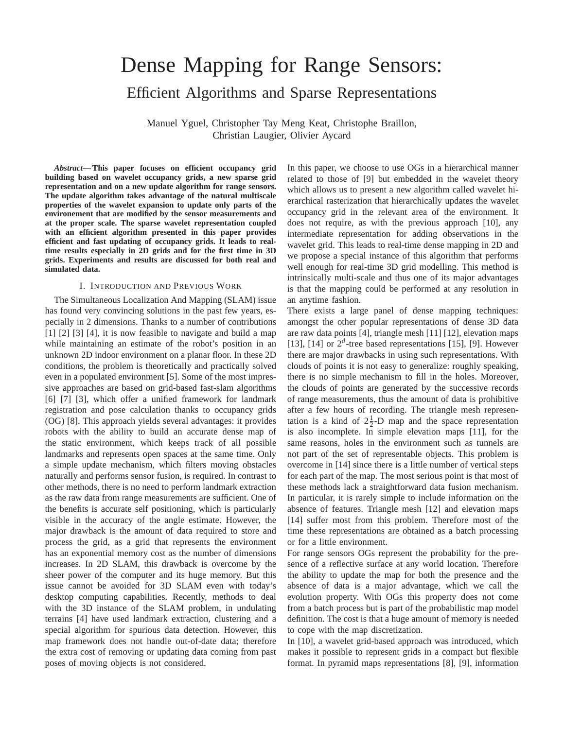# Dense Mapping for Range Sensors:
## Efficient Algorithms and Sparse Representations

Manuel Yguel, Christopher Tay Meng Keat, Christophe Braillon, Christian Laugier, Olivier Aycard

***Abstract*— This paper focuses on efficient occupancy grid building based on wavelet occupancy grids, a new sparse grid representation and on a new update algorithm for range sensors. The update algorithm takes advantage of the natural multiscale properties of the wavelet expansion to update only parts of the environement that are modified by the sensor measurements and at the proper scale. The sparse wavelet representation coupled with an efficient algorithm presented in this paper provides efficient and fast updating of occupancy grids. It leads to real-time results especially in 2D grids and for the first time in 3D grids. Experiments and results are discussed for both real and simulated data.**

## I. Introduction and Previous Work

The Simultaneous Localization And Mapping (SLAM) issue has found very convincing solutions in the past few years, especially in 2 dimensions. Thanks to a number of contributions [1] [2] [3] [4], it is now feasible to navigate and build a map while maintaining an estimate of the robot's position in an unknown 2D indoor environment on a planar floor. In these 2D conditions, the problem is theoretically and practically solved even in a populated environment [5]. Some of the most impressive approaches are based on grid-based fast-slam algorithms [6] [7] [3], which offer a unified framework for landmark registration and pose calculation thanks to occupancy grids (OG) [8]. This approach yields several advantages: it provides robots with the ability to build an accurate dense map of the static environment, which keeps track of all possible landmarks and represents open spaces at the same time. Only a simple update mechanism, which filters moving obstacles naturally and performs sensor fusion, is required. In contrast to other methods, there is no need to perform landmark extraction as the raw data from range measurements are sufficient. One of the benefits is accurate self positioning, which is particularly visible in the accuracy of the angle estimate. However, the major drawback is the amount of data required to store and process the grid, as a grid that represents the environment has an exponential memory cost as the number of dimensions increases. In 2D SLAM, this drawback is overcome by the sheer power of the computer and its huge memory. But this issue cannot be avoided for 3D SLAM even with today's desktop computing capabilities. Recently, methods to deal with the 3D instance of the SLAM problem, in undulating terrains [4] have used landmark extraction, clustering and a special algorithm for spurious data detection. However, this map framework does not handle out-of-date data; therefore the extra cost of removing or updating data coming from past poses of moving objects is not considered.

In this paper, we choose to use OGs in a hierarchical manner related to those of [9] but embedded in the wavelet theory which allows us to present a new algorithm called wavelet hierarchical rasterization that hierarchically updates the wavelet occupancy grid in the relevant area of the environment. It does not require, as with the previous approach [10], any intermediate representation for adding observations in the wavelet grid. This leads to real-time dense mapping in 2D and we propose a special instance of this algorithm that performs well enough for real-time 3D grid modelling. This method is intrinsically multi-scale and thus one of its major advantages is that the mapping could be performed at any resolution in an anytime fashion.

There exists a large panel of dense mapping techniques: amongst the other popular representations of dense 3D data are raw data points [4], triangle mesh [11] [12], elevation maps [13], [14] or $2^d$-tree based representations [15], [9]. However there are major drawbacks in using such representations. With clouds of points it is not easy to generalize: roughly speaking, there is no simple mechanism to fill in the holes. Moreover, the clouds of points are generated by the successive records of range measurements, thus the amount of data is prohibitive after a few hours of recording. The triangle mesh representation is a kind of $2\frac{1}{2}$-D map and the space representation is also incomplete. In simple elevation maps [11], for the same reasons, holes in the environment such as tunnels are not part of the set of representable objects. This problem is overcome in [14] since there is a little number of vertical steps for each part of the map. The most serious point is that most of these methods lack a straightforward data fusion mechanism. In particular, it is rarely simple to include information on the absence of features. Triangle mesh [12] and elevation maps [14] suffer most from this problem. Therefore most of the time these representations are obtained as a batch processing or for a little environment.

For range sensors OGs represent the probability for the presence of a reflective surface at any world location. Therefore the ability to update the map for both the presence and the absence of data is a major advantage, which we call the evolution property. With OGs this property does not come from a batch process but is part of the probabilistic map model definition. The cost is that a huge amount of memory is needed to cope with the map discretization.

In [10], a wavelet grid-based approach was introduced, which makes it possible to represent grids in a compact but flexible format. In pyramid maps representations [8], [9], information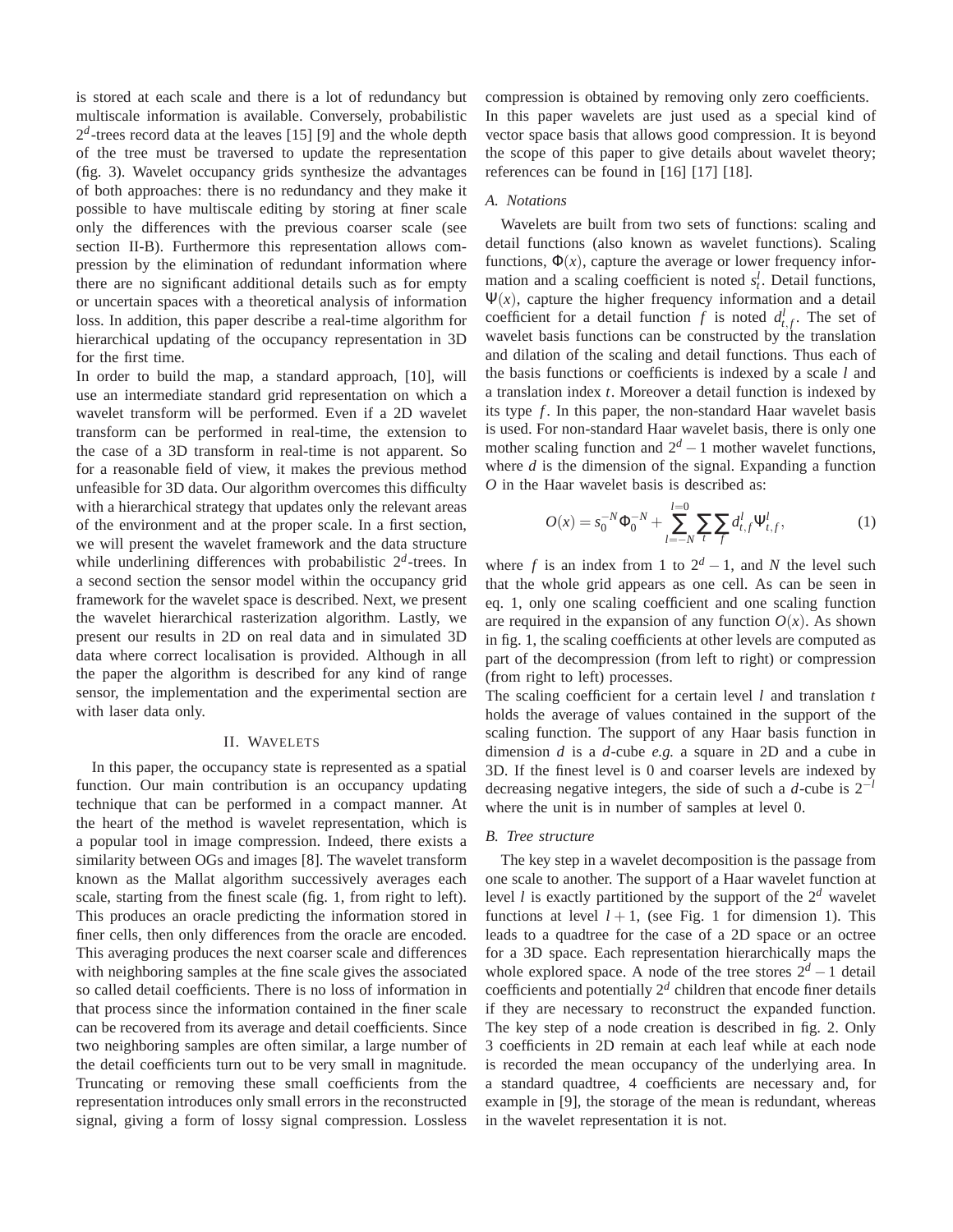is stored at each scale and there is a lot of redundancy but multiscale information is available. Conversely, probabilistic $2^d$-trees record data at the leaves [15] [9] and the whole depth of the tree must be traversed to update the representation (fig. 3). Wavelet occupancy grids synthesize the advantages of both approaches: there is no redundancy and they make it possible to have multiscale editing by storing at finer scale only the differences with the previous coarser scale (see section II-B). Furthermore this representation allows compression by the elimination of redundant information where there are no significant additional details such as for empty or uncertain spaces with a theoretical analysis of information loss. In addition, this paper describe a real-time algorithm for hierarchical updating of the occupancy representation in 3D for the first time.

In order to build the map, a standard approach, [10], will use an intermediate standard grid representation on which a wavelet transform will be performed. Even if a 2D wavelet transform can be performed in real-time, the extension to the case of a 3D transform in real-time is not apparent. So for a reasonable field of view, it makes the previous method unfeasible for 3D data. Our algorithm overcomes this difficulty with a hierarchical strategy that updates only the relevant areas of the environment and at the proper scale. In a first section, we will present the wavelet framework and the data structure while underlining differences with probabilistic $2^d$-trees. In a second section the sensor model within the occupancy grid framework for the wavelet space is described. Next, we present the wavelet hierarchical rasterization algorithm. Lastly, we present our results in 2D on real data and in simulated 3D data where correct localisation is provided. Although in all the paper the algorithm is described for any kind of range sensor, the implementation and the experimental section are with laser data only.

## II. Wavelets

In this paper, the occupancy state is represented as a spatial function. Our main contribution is an occupancy updating technique that can be performed in a compact manner. At the heart of the method is wavelet representation, which is a popular tool in image compression. Indeed, there exists a similarity between OGs and images [8]. The wavelet transform known as the Mallat algorithm successively averages each scale, starting from the finest scale (fig. 1, from right to left). This produces an oracle predicting the information stored in finer cells, then only differences from the oracle are encoded. This averaging produces the next coarser scale and differences with neighboring samples at the fine scale gives the associated so called detail coefficients. There is no loss of information in that process since the information contained in the finer scale can be recovered from its average and detail coefficients. Since two neighboring samples are often similar, a large number of the detail coefficients turn out to be very small in magnitude. Truncating or removing these small coefficients from the representation introduces only small errors in the reconstructed signal, giving a form of lossy signal compression. Lossless compression is obtained by removing only zero coefficients.

In this paper wavelets are just used as a special kind of vector space basis that allows good compression. It is beyond the scope of this paper to give details about wavelet theory; references can be found in [16] [17] [18].

### A. Notations

Wavelets are built from two sets of functions: scaling and detail functions (also known as wavelet functions). Scaling functions, $\Phi(x)$, capture the average or lower frequency information and a scaling coefficient is noted $s_t^l$. Detail functions, $\Psi(x)$, capture the higher frequency information and a detail coefficient for a detail function $f$ is noted $d_{t,f}^l$. The set of wavelet basis functions can be constructed by the translation and dilation of the scaling and detail functions. Thus each of the basis functions or coefficients is indexed by a scale $l$ and a translation index $t$. Moreover a detail function is indexed by its type $f$. In this paper, the non-standard Haar wavelet basis is used. For non-standard Haar wavelet basis, there is only one mother scaling function and $2^d - 1$ mother wavelet functions, where $d$ is the dimension of the signal. Expanding a function $O$ in the Haar wavelet basis is described as:

$$O(x) = s_0^{-N}\Phi_0^{-N} + \sum_{l=-N}^{l=0}\sum_t\sum_f d_{t,f}^l \Psi_{t,f}^l, \tag{1}$$

where $f$ is an index from 1 to $2^d - 1$, and $N$ the level such that the whole grid appears as one cell. As can be seen in eq. 1, only one scaling coefficient and one scaling function are required in the expansion of any function $O(x)$. As shown in fig. 1, the scaling coefficients at other levels are computed as part of the decompression (from left to right) or compression (from right to left) processes.

The scaling coefficient for a certain level $l$ and translation $t$ holds the average of values contained in the support of the scaling function. The support of any Haar basis function in dimension $d$ is a $d$-cube *e.g.* a square in 2D and a cube in 3D. If the finest level is 0 and coarser levels are indexed by decreasing negative integers, the side of such a $d$-cube is $2^{-l}$ where the unit is in number of samples at level 0.

### B. Tree structure

The key step in a wavelet decomposition is the passage from one scale to another. The support of a Haar wavelet function at level $l$ is exactly partitioned by the support of the $2^d$ wavelet functions at level $l+1$, (see Fig. 1 for dimension 1). This leads to a quadtree for the case of a 2D space or an octree for a 3D space. Each representation hierarchically maps the whole explored space. A node of the tree stores $2^d - 1$ detail coefficients and potentially $2^d$ children that encode finer details if they are necessary to reconstruct the expanded function. The key step of a node creation is described in fig. 2. Only 3 coefficients in 2D remain at each leaf while at each node is recorded the mean occupancy of the underlying area. In a standard quadtree, 4 coefficients are necessary and, for example in [9], the storage of the mean is redundant, whereas in the wavelet representation it is not.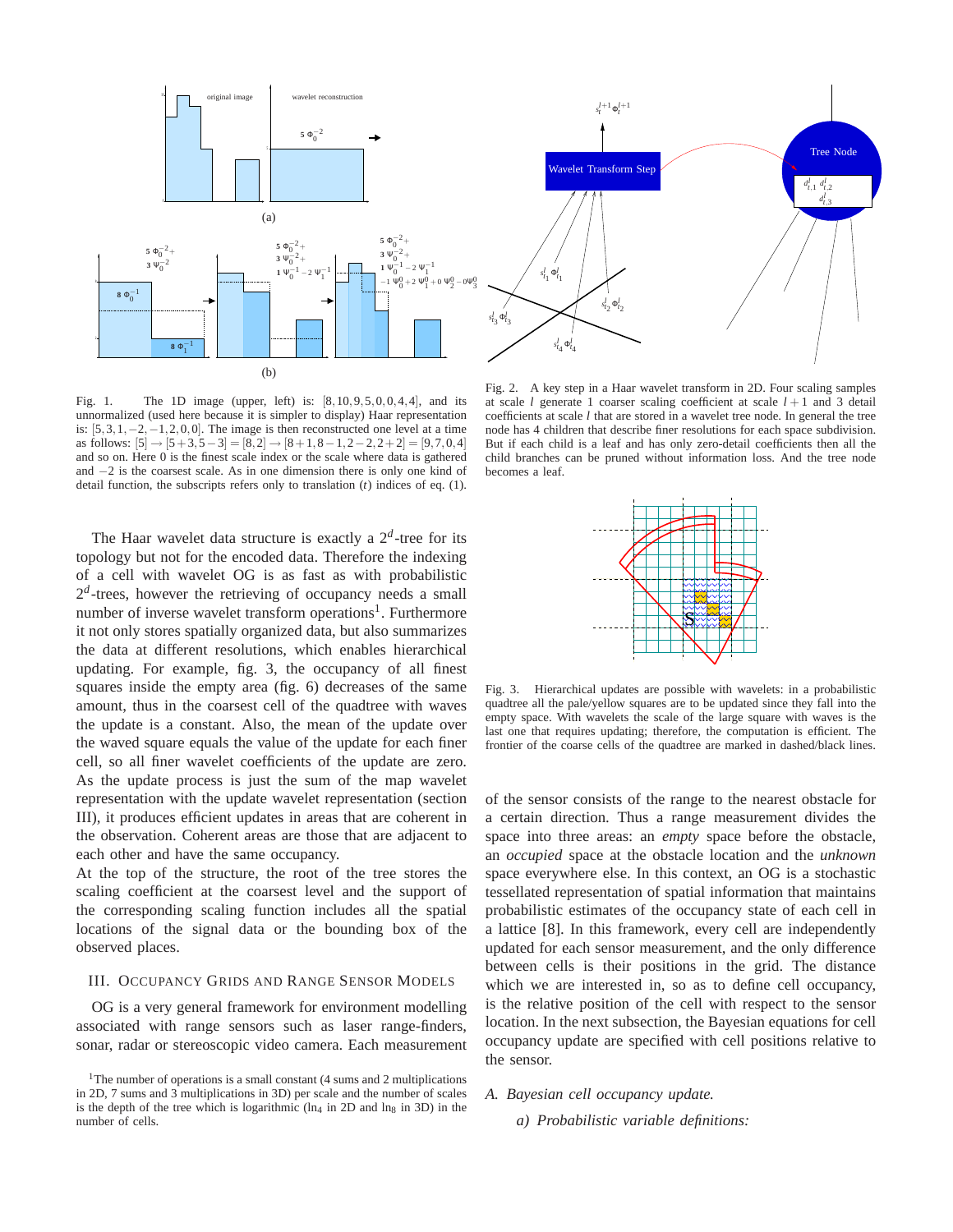Fig. 1. The 1D image (upper, left) is: $[8,10,9,5,0,0,4,4]$, and its unnormalized (used here because it is simpler to display) Haar representation is: $[5,3,1,-2,-1,2,0,0]$. The image is then reconstructed one level at a time as follows: $[5] \rightarrow [5+3,5-3] = [8,2] \rightarrow [8+1,8-1,2-2,2+2] = [9,7,0,4]$ and so on. Here 0 is the finest scale index or the scale where data is gathered and $-2$ is the coarsest scale. As in one dimension there is only one kind of detail function, the subscripts refers only to translation ($t$) indices of eq. (1).

Fig. 2. A key step in a Haar wavelet transform in 2D. Four scaling samples at scale $l$ generate 1 coarser scaling coefficient at scale $l+1$ and 3 detail coefficients at scale $l$ that are stored in a wavelet tree node. In general the tree node has 4 children that describe finer resolutions for each space subdivision. But if each child is a leaf and has only zero-detail coefficients then all the child branches can be pruned without information loss. And the tree node becomes a leaf.

Fig. 3. Hierarchical updates are possible with wavelets: in a probabilistic quadtree all the pale/yellow squares are to be updated since they fall into the empty space. With wavelets the scale of the large square with waves is the last one that requires updating; therefore, the computation is efficient. The frontier of the coarse cells of the quadtree are marked in dashed/black lines.

The Haar wavelet data structure is exactly a $2^d$-tree for its topology but not for the encoded data. Therefore the indexing of a cell with wavelet OG is as fast as with probabilistic $2^d$-trees, however the retrieving of occupancy needs a small number of inverse wavelet transform operations[1]. Furthermore it not only stores spatially organized data, but also summarizes the data at different resolutions, which enables hierarchical updating. For example, fig. 3, the occupancy of all finest squares inside the empty area (fig. 6) decreases of the same amount, thus in the coarsest cell of the quadtree with waves the update is a constant. Also, the mean of the update over the waved square equals the value of the update for each finer cell, so all finer wavelet coefficients of the update are zero. As the update process is just the sum of the map wavelet representation with the update wavelet representation (section III), it produces efficient updates in areas that are coherent in the observation. Coherent areas are those that are adjacent to each other and have the same occupancy.
At the top of the structure, the root of the tree stores the scaling coefficient at the coarsest level and the support of the corresponding scaling function includes all the spatial locations of the signal data or the bounding box of the observed places.

## III. Occupancy Grids and Range Sensor Models

OG is a very general framework for environment modelling associated with range sensors such as laser range-finders, sonar, radar or stereoscopic video camera. Each measurement of the sensor consists of the range to the nearest obstacle for a certain direction. Thus a range measurement divides the space into three areas: an *empty* space before the obstacle, an *occupied* space at the obstacle location and the *unknown* space everywhere else. In this context, an OG is a stochastic tessellated representation of spatial information that maintains probabilistic estimates of the occupancy state of each cell in a lattice [8]. In this framework, every cell are independently updated for each sensor measurement, and the only difference between cells is their positions in the grid. The distance which we are interested in, so as to define cell occupancy, is the relative position of the cell with respect to the sensor location. In the next subsection, the Bayesian equations for cell occupancy update are specified with cell positions relative to the sensor.

### A. *Bayesian cell occupancy update.*

*a) Probabilistic variable definitions:*

[1]The number of operations is a small constant (4 sums and 2 multiplications in 2D, 7 sums and 3 multiplications in 3D) per scale and the number of scales is the depth of the tree which is logarithmic ($\ln_4$ in 2D and $\ln_8$ in 3D) in the number of cells.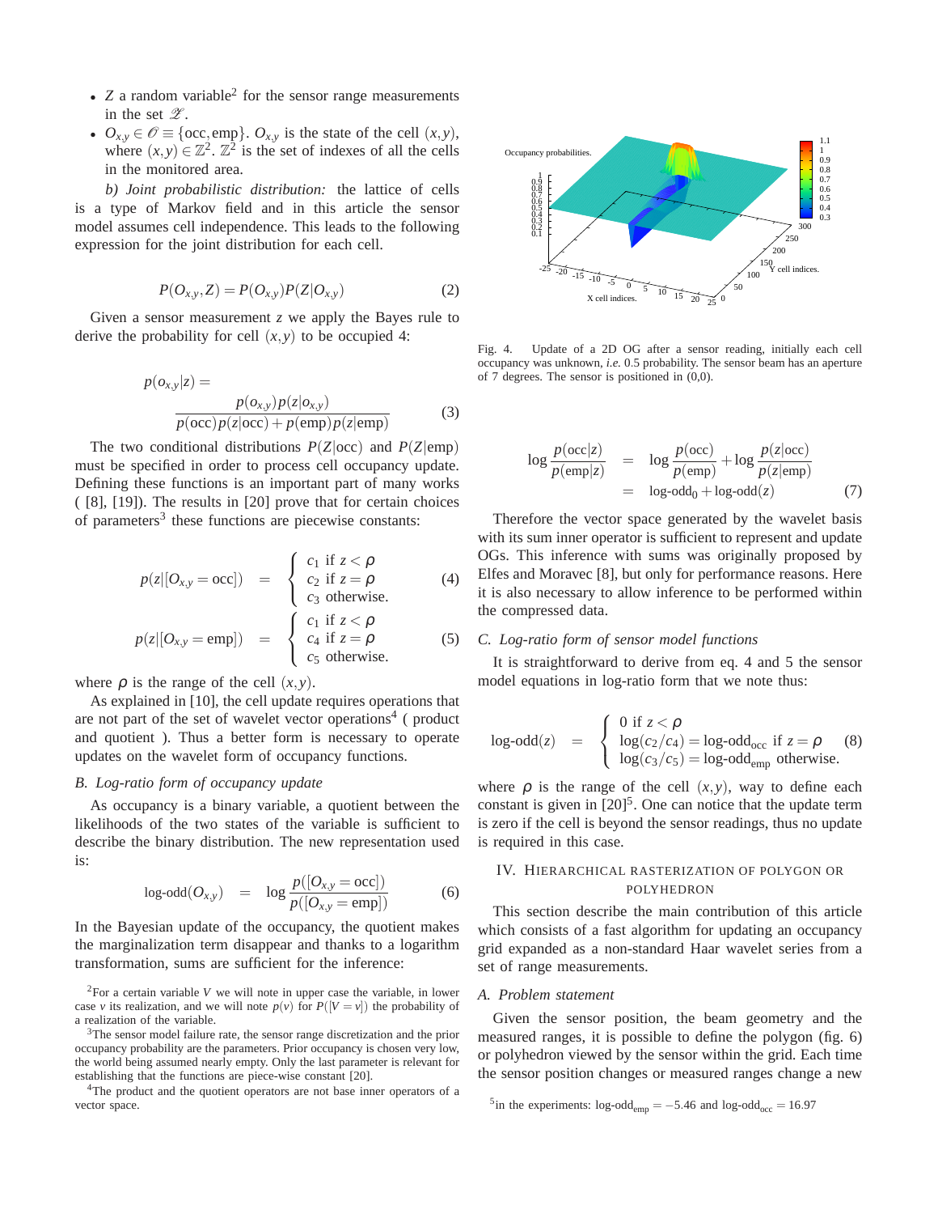- $Z$ a random variable[2] for the sensor range measurements in the set $\mathscr{Z}$.
- $O_{x,y} \in \mathscr{O} \equiv \{\text{occ}, \text{emp}\}$. $O_{x,y}$ is the state of the cell $(x,y)$, where $(x,y) \in \mathbb{Z}^2$. $\mathbb{Z}^2$ is the set of indexes of all the cells in the monitored area.

*b) Joint probabilistic distribution:* the lattice of cells is a type of Markov field and in this article the sensor model assumes cell independence. This leads to the following expression for the joint distribution for each cell.

$$P(O_{x,y}, Z) = P(O_{x,y})P(Z|O_{x,y}) \tag{2}$$

Given a sensor measurement $z$ we apply the Bayes rule to derive the probability for cell $(x,y)$ to be occupied 4:

$$p(o_{x,y}|z) = \frac{p(o_{x,y})p(z|o_{x,y})}{p(\text{occ})p(z|\text{occ}) + p(\text{emp})p(z|\text{emp})} \tag{3}$$

The two conditional distributions $P(Z|\text{occ})$ and $P(Z|\text{emp})$ must be specified in order to process cell occupancy update. Defining these functions is an important part of many works ( [8], [19]). The results in [20] prove that for certain choices of parameters[3] these functions are piecewise constants:

$$p(z|[O_{x,y} = \text{occ}]) = \begin{cases} c_1 & \text{if } z < \rho \\ c_2 & \text{if } z = \rho \\ c_3 & \text{otherwise.} \end{cases} \tag{4}$$

$$p(z|[O_{x,y} = \text{emp}]) = \begin{cases} c_1 & \text{if } z < \rho \\ c_4 & \text{if } z = \rho \\ c_5 & \text{otherwise.} \end{cases} \tag{5}$$

where $\rho$ is the range of the cell $(x,y)$.

As explained in [10], the cell update requires operations that are not part of the set of wavelet vector operations[4] ( product and quotient ). Thus a better form is necessary to operate updates on the wavelet form of occupancy functions.

### *B. Log-ratio form of occupancy update*

As occupancy is a binary variable, a quotient between the likelihoods of the two states of the variable is sufficient to describe the binary distribution. The new representation used is:

$$\text{log-odd}(O_{x,y}) = \log \frac{p([O_{x,y} = \text{occ}])}{p([O_{x,y} = \text{emp}])} \tag{6}$$

In the Bayesian update of the occupancy, the quotient makes the marginalization term disappear and thanks to a logarithm transformation, sums are sufficient for the inference:

[2]For a certain variable $V$ we will note in upper case the variable, in lower case $v$ its realization, and we will note $p(v)$ for $P([V = v])$ the probability of a realization of the variable.

[3]The sensor model failure rate, the sensor range discretization and the prior occupancy probability are the parameters. Prior occupancy is chosen very low, the world being assumed nearly empty. Only the last parameter is relevant for establishing that the functions are piece-wise constant [20].

[4]The product and the quotient operators are not base inner operators of a vector space.

Fig. 4. Update of a 2D OG after a sensor reading, initially each cell occupancy was unknown, *i.e.* 0.5 probability. The sensor beam has an aperture of 7 degrees. The sensor is positioned in (0,0).

$$\begin{aligned} \log \frac{p(\text{occ}|z)}{p(\text{emp}|z)} &= \log \frac{p(\text{occ})}{p(\text{emp})} + \log \frac{p(z|\text{occ})}{p(z|\text{emp})} \\ &= \text{log-odd}_0 + \text{log-odd}(z) \end{aligned} \tag{7}$$

Therefore the vector space generated by the wavelet basis with its sum inner operator is sufficient to represent and update OGs. This inference with sums was originally proposed by Elfes and Moravec [8], but only for performance reasons. Here it is also necessary to allow inference to be performed within the compressed data.

### *C. Log-ratio form of sensor model functions*

It is straightforward to derive from eq. 4 and 5 the sensor model equations in log-ratio form that we note thus:

$$\text{log-odd}(z) = \begin{cases} 0 & \text{if } z < \rho \\ \log(c_2/c_4) = \text{log-odd}_{\text{occ}} & \text{if } z = \rho \\ \log(c_3/c_5) = \text{log-odd}_{\text{emp}} & \text{otherwise.} \end{cases} \tag{8}$$

where $\rho$ is the range of the cell $(x,y)$, way to define each constant is given in [20][5]. One can notice that the update term is zero if the cell is beyond the sensor readings, thus no update is required in this case.

## IV. Hierarchical rasterization of polygon or polyhedron

This section describe the main contribution of this article which consists of a fast algorithm for updating an occupancy grid expanded as a non-standard Haar wavelet series from a set of range measurements.

### *A. Problem statement*

Given the sensor position, the beam geometry and the measured ranges, it is possible to define the polygon (fig. 6) or polyhedron viewed by the sensor within the grid. Each time the sensor position changes or measured ranges change a new

[5]in the experiments: $\text{log-odd}_{\text{emp}} = -5.46$ and $\text{log-odd}_{\text{occ}} = 16.97$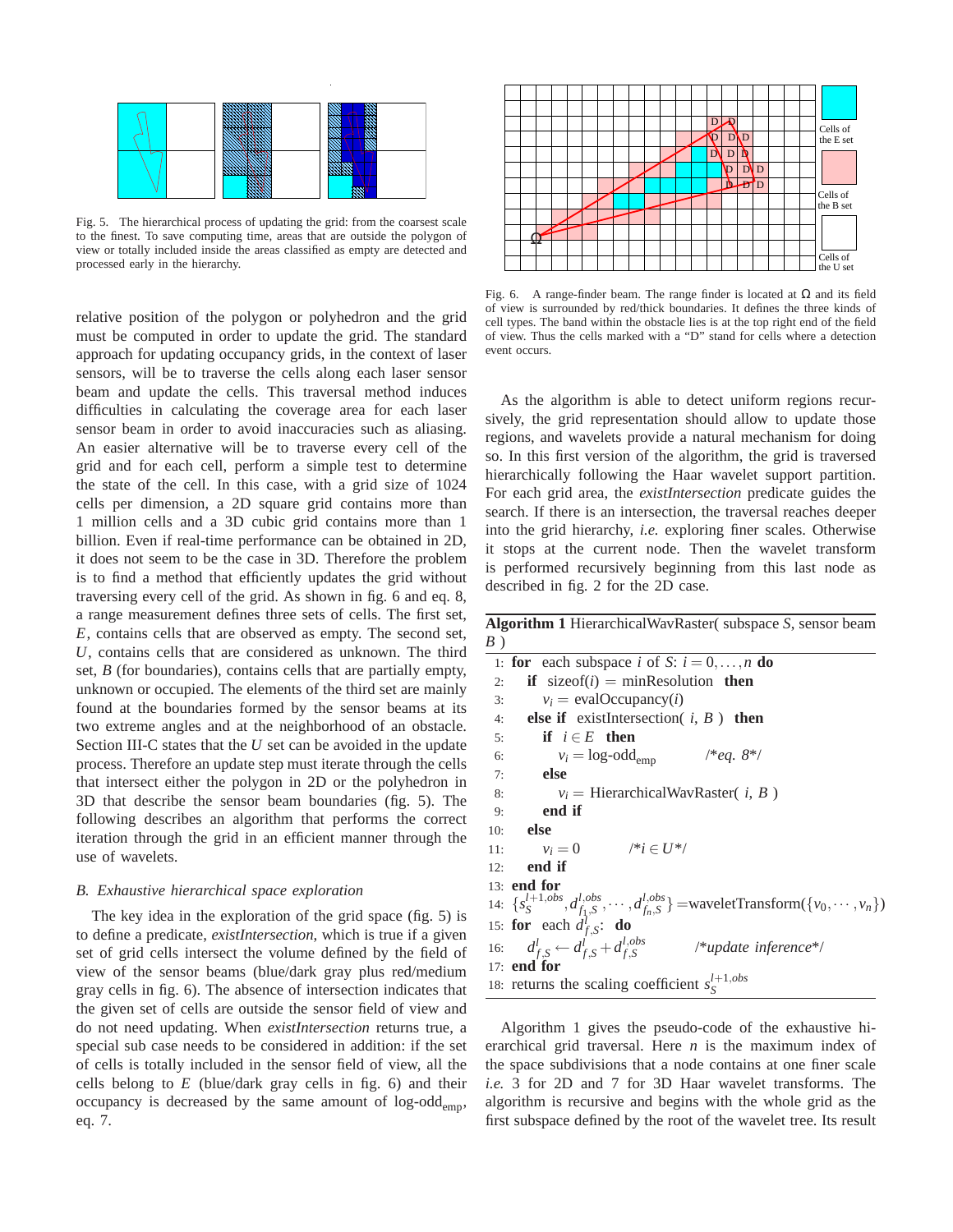Fig. 5. The hierarchical process of updating the grid: from the coarsest scale to the finest. To save computing time, areas that are outside the polygon of view or totally included inside the areas classified as empty are detected and processed early in the hierarchy.

relative position of the polygon or polyhedron and the grid must be computed in order to update the grid. The standard approach for updating occupancy grids, in the context of laser sensors, will be to traverse the cells along each laser sensor beam and update the cells. This traversal method induces difficulties in calculating the coverage area for each laser sensor beam in order to avoid inaccuracies such as aliasing. An easier alternative will be to traverse every cell of the grid and for each cell, perform a simple test to determine the state of the cell. In this case, with a grid size of 1024 cells per dimension, a 2D square grid contains more than 1 million cells and a 3D cubic grid contains more than 1 billion. Even if real-time performance can be obtained in 2D, it does not seem to be the case in 3D. Therefore the problem is to find a method that efficiently updates the grid without traversing every cell of the grid. As shown in fig. 6 and eq. 8, a range measurement defines three sets of cells. The first set, $E$, contains cells that are observed as empty. The second set, $U$, contains cells that are considered as unknown. The third set, $B$ (for boundaries), contains cells that are partially empty, unknown or occupied. The elements of the third set are mainly found at the boundaries formed by the sensor beams at its two extreme angles and at the neighborhood of an obstacle. Section III-C states that the $U$ set can be avoided in the update process. Therefore an update step must iterate through the cells that intersect either the polygon in 2D or the polyhedron in 3D that describe the sensor beam boundaries (fig. 5). The following describes an algorithm that performs the correct iteration through the grid in an efficient manner through the use of wavelets.

### B. Exhaustive hierarchical space exploration

The key idea in the exploration of the grid space (fig. 5) is to define a predicate, *existIntersection*, which is true if a given set of grid cells intersect the volume defined by the field of view of the sensor beams (blue/dark gray plus red/medium gray cells in fig. 6). The absence of intersection indicates that the given set of cells are outside the sensor field of view and do not need updating. When *existIntersection* returns true, a special sub case needs to be considered in addition: if the set of cells is totally included in the sensor field of view, all the cells belong to $E$ (blue/dark gray cells in fig. 6) and their occupancy is decreased by the same amount of log-odd$_{\text{emp}}$, eq. 7.

Fig. 6. A range-finder beam. The range finder is located at $\Omega$ and its field of view is surrounded by red/thick boundaries. It defines the three kinds of cell types. The band within the obstacle lies is at the top right end of the field of view. Thus the cells marked with a "D" stand for cells where a detection event occurs.

As the algorithm is able to detect uniform regions recursively, the grid representation should allow to update those regions, and wavelets provide a natural mechanism for doing so. In this first version of the algorithm, the grid is traversed hierarchically following the Haar wavelet support partition. For each grid area, the *existIntersection* predicate guides the search. If there is an intersection, the traversal reaches deeper into the grid hierarchy, *i.e.* exploring finer scales. Otherwise it stops at the current node. Then the wavelet transform is performed recursively beginning from this last node as described in fig. 2 for the 2D case.

**Algorithm 1** HierarchicalWavRaster( subspace $S$, sensor beam $B$ )

```
1:  for each subspace i of S: i = 0,...,n do
2:    if sizeof(i) = minResolution then
3:      v_i = evalOccupancy(i)
4:    else if existIntersection( i, B ) then
5:      if i ∈ E then
6:        v_i = log-odd_emp          /*eq. 8*/
7:      else
8:        v_i = HierarchicalWavRaster( i, B )
9:      end if
10:   else
11:     v_i = 0          /*i ∈ U*/
12:   end if
13: end for
14: {s_S^{l+1,obs}, d_{f_1,S}^{l,obs}, ..., d_{f_n,S}^{l,obs}} = waveletTransform({v_0, ..., v_n})
15: for each d_{f,S}^l: do
16:   d_{f,S}^l ← d_{f,S}^l + d_{f,S}^{l,obs}          /*update inference*/
17: end for
18: returns the scaling coefficient s_S^{l+1,obs}
```

Algorithm 1 gives the pseudo-code of the exhaustive hierarchical grid traversal. Here $n$ is the maximum index of the space subdivisions that a node contains at one finer scale *i.e.* 3 for 2D and 7 for 3D Haar wavelet transforms. The algorithm is recursive and begins with the whole grid as the first subspace defined by the root of the wavelet tree. Its result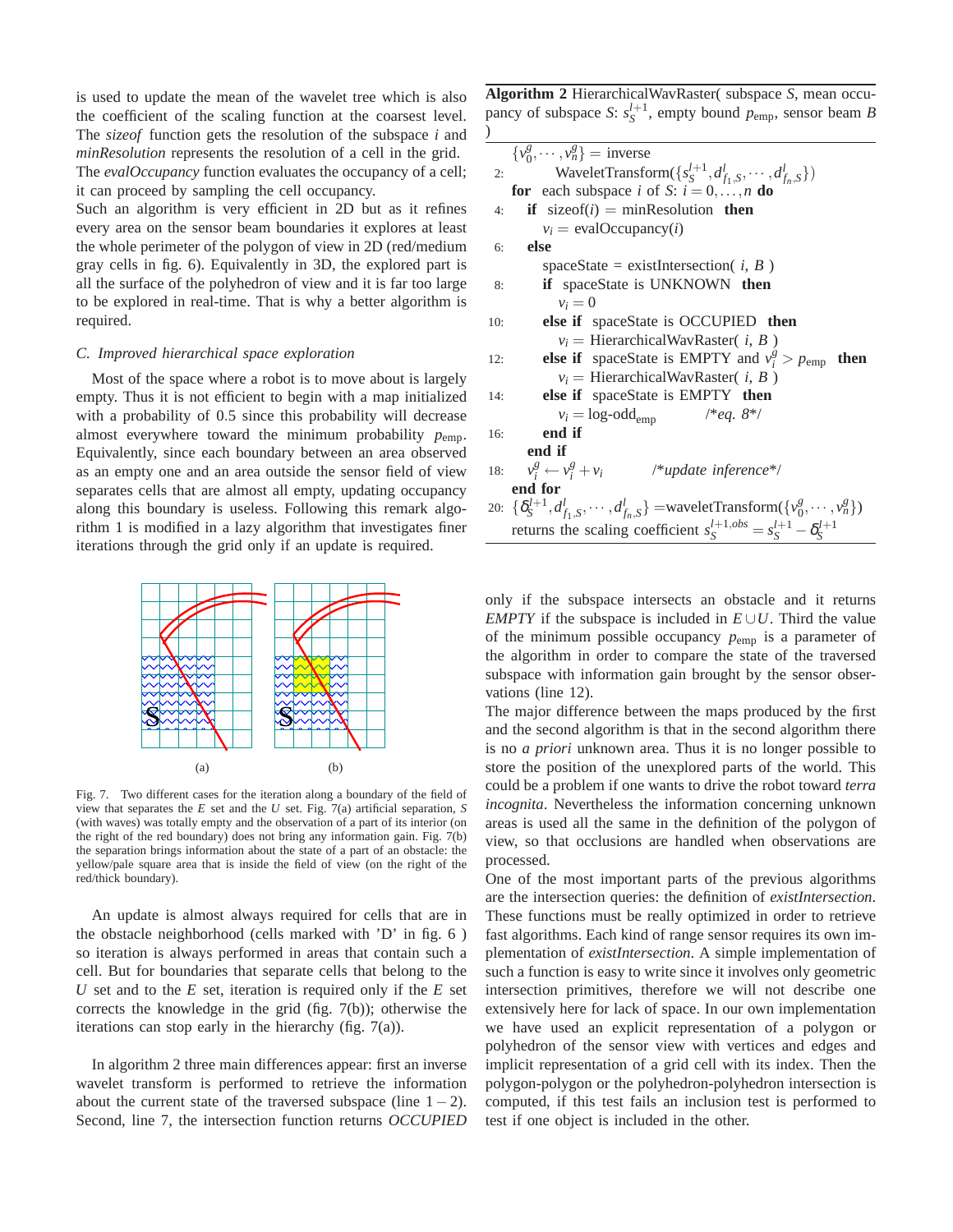is used to update the mean of the wavelet tree which is also the coefficient of the scaling function at the coarsest level. The *sizeof* function gets the resolution of the subspace $i$ and *minResolution* represents the resolution of a cell in the grid. The *evalOccupancy* function evaluates the occupancy of a cell; it can proceed by sampling the cell occupancy.

Such an algorithm is very efficient in 2D but as it refines every area on the sensor beam boundaries it explores at least the whole perimeter of the polygon of view in 2D (red/medium gray cells in fig. 6). Equivalently in 3D, the explored part is all the surface of the polyhedron of view and it is far too large to be explored in real-time. That is why a better algorithm is required.

### C. Improved hierarchical space exploration

Most of the space where a robot is to move about is largely empty. Thus it is not efficient to begin with a map initialized with a probability of 0.5 since this probability will decrease almost everywhere toward the minimum probability $p_{\text{emp}}$. Equivalently, since each boundary between an area observed as an empty one and an area outside the sensor field of view separates cells that are almost all empty, updating occupancy along this boundary is useless. Following this remark algorithm 1 is modified in a lazy algorithm that investigates finer iterations through the grid only if an update is required.

Fig. 7. Two different cases for the iteration along a boundary of the field of view that separates the $E$ set and the $U$ set. Fig. 7(a) artificial separation, $S$ (with waves) was totally empty and the observation of a part of its interior (on the right of the red boundary) does not bring any information gain. Fig. 7(b) the separation brings information about the state of a part of an obstacle: the yellow/pale square area that is inside the field of view (on the right of the red/thick boundary).

An update is almost always required for cells that are in the obstacle neighborhood (cells marked with 'D' in fig. 6 ) so iteration is always performed in areas that contain such a cell. But for boundaries that separate cells that belong to the $U$ set and to the $E$ set, iteration is required only if the $E$ set corrects the knowledge in the grid (fig. 7(b)); otherwise the iterations can stop early in the hierarchy (fig. 7(a)).

In algorithm 2 three main differences appear: first an inverse wavelet transform is performed to retrieve the information about the current state of the traversed subspace (line $1-2$). Second, line 7, the intersection function returns *OCCUPIED*

**Algorithm 2** HierarchicalWavRaster( subspace $S$, mean occupancy of subspace $S$: $s_S^{l+1}$, empty bound $p_{\text{emp}}$, sensor beam $B$ )

```
    {v_0^g, ..., v_n^g} = inverse
2:      WaveletTransform({s_S^{l+1}, d_{f1,S}^l, ..., d_{fn,S}^l})
    for each subspace i of S: i = 0,...,n do
4:    if sizeof(i) = minResolution then
        v_i = evalOccupancy(i)
6:    else
        spaceState = existIntersection( i, B )
8:      if spaceState is UNKNOWN then
          v_i = 0
10:     else if spaceState is OCCUPIED then
          v_i = HierarchicalWavRaster( i, B )
12:     else if spaceState is EMPTY and v_i^g > p_emp then
          v_i = HierarchicalWavRaster( i, B )
14:     else if spaceState is EMPTY then
          v_i = log-odd_emp          /*eq. 8*/
16:     end if
      end if
18:   v_i^g <- v_i^g + v_i          /*update inference*/
    end for
20: {δ_S^{l+1}, d_{f1,S}^l, ..., d_{fn,S}^l} = waveletTransform({v_0^g, ..., v_n^g})
    returns the scaling coefficient s_S^{l+1,obs} = s_S^{l+1} - δ_S^{l+1}
```

only if the subspace intersects an obstacle and it returns *EMPTY* if the subspace is included in $E \cup U$. Third the value of the minimum possible occupancy $p_{\text{emp}}$ is a parameter of the algorithm in order to compare the state of the traversed subspace with information gain brought by the sensor observations (line 12).

The major difference between the maps produced by the first and the second algorithm is that in the second algorithm there is no *a priori* unknown area. Thus it is no longer possible to store the position of the unexplored parts of the world. This could be a problem if one wants to drive the robot toward *terra incognita*. Nevertheless the information concerning unknown areas is used all the same in the definition of the polygon of view, so that occlusions are handled when observations are processed.

One of the most important parts of the previous algorithms are the intersection queries: the definition of *existIntersection*. These functions must be really optimized in order to retrieve fast algorithms. Each kind of range sensor requires its own implementation of *existIntersection*. A simple implementation of such a function is easy to write since it involves only geometric intersection primitives, therefore we will not describe one extensively here for lack of space. In our own implementation we have used an explicit representation of a polygon or polyhedron of the sensor view with vertices and edges and implicit representation of a grid cell with its index. Then the polygon-polygon or the polyhedron-polyhedron intersection is computed, if this test fails an inclusion test is performed to test if one object is included in the other.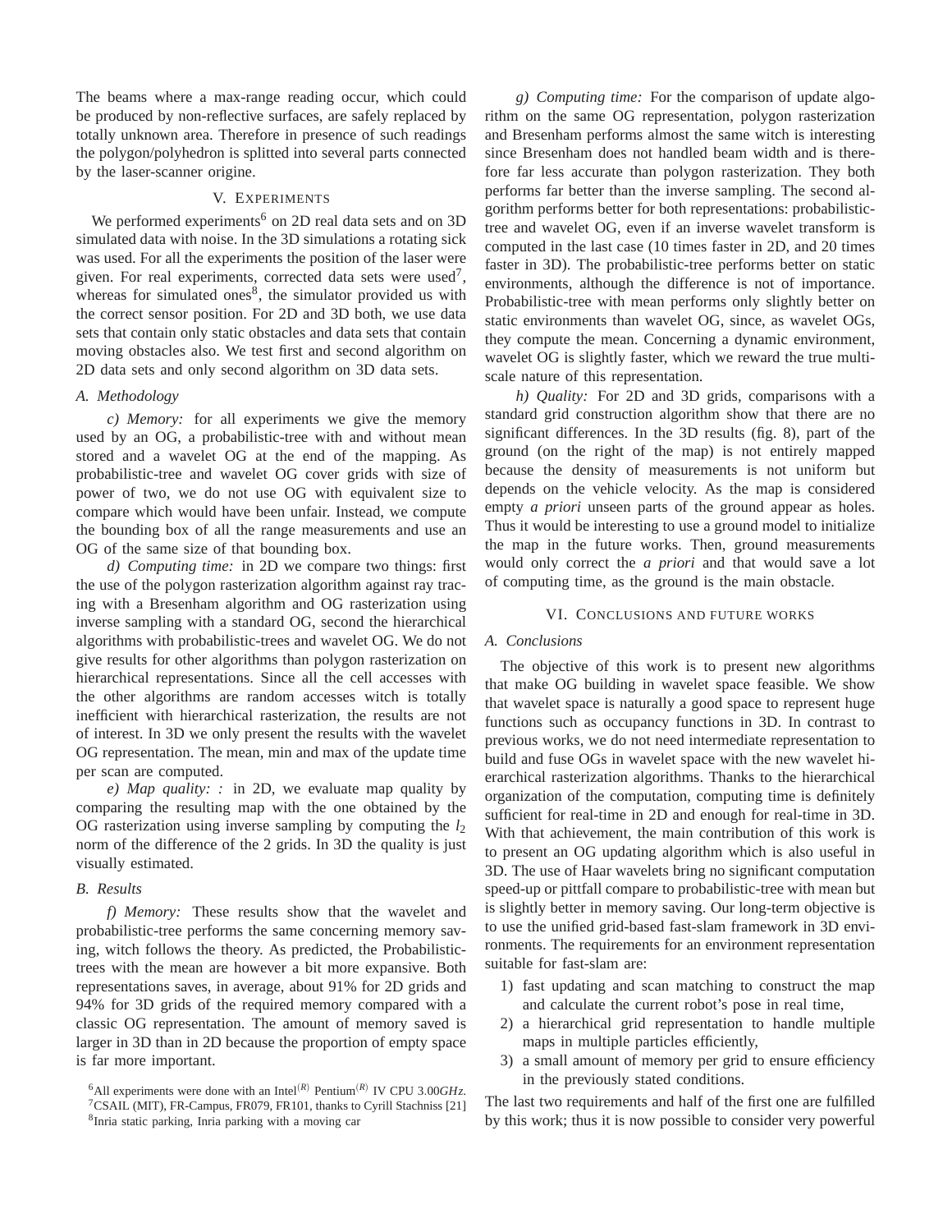The beams where a max-range reading occur, which could be produced by non-reflective surfaces, are safely replaced by totally unknown area. Therefore in presence of such readings the polygon/polyhedron is splitted into several parts connected by the laser-scanner origine.

## V. Experiments

We performed experiments[6] on 2D real data sets and on 3D simulated data with noise. In the 3D simulations a rotating sick was used. For all the experiments the position of the laser were given. For real experiments, corrected data sets were used[7], whereas for simulated ones[8], the simulator provided us with the correct sensor position. For 2D and 3D both, we use data sets that contain only static obstacles and data sets that contain moving obstacles also. We test first and second algorithm on 2D data sets and only second algorithm on 3D data sets.

### A. Methodology

*c) Memory:* for all experiments we give the memory used by an OG, a probabilistic-tree with and without mean stored and a wavelet OG at the end of the mapping. As probabilistic-tree and wavelet OG cover grids with size of power of two, we do not use OG with equivalent size to compare which would have been unfair. Instead, we compute the bounding box of all the range measurements and use an OG of the same size of that bounding box.

*d) Computing time:* in 2D we compare two things: first the use of the polygon rasterization algorithm against ray tracing with a Bresenham algorithm and OG rasterization using inverse sampling with a standard OG, second the hierarchical algorithms with probabilistic-trees and wavelet OG. We do not give results for other algorithms than polygon rasterization on hierarchical representations. Since all the cell accesses with the other algorithms are random accesses witch is totally inefficient with hierarchical rasterization, the results are not of interest. In 3D we only present the results with the wavelet OG representation. The mean, min and max of the update time per scan are computed.

*e) Map quality: :* in 2D, we evaluate map quality by comparing the resulting map with the one obtained by the OG rasterization using inverse sampling by computing the $l_2$ norm of the difference of the 2 grids. In 3D the quality is just visually estimated.

### B. Results

*f) Memory:* These results show that the wavelet and probabilistic-tree performs the same concerning memory saving, witch follows the theory. As predicted, the Probabilistic-trees with the mean are however a bit more expansive. Both representations saves, in average, about 91% for 2D grids and 94% for 3D grids of the required memory compared with a classic OG representation. The amount of memory saved is larger in 3D than in 2D because the proportion of empty space is far more important.

*g) Computing time:* For the comparison of update algorithm on the same OG representation, polygon rasterization and Bresenham performs almost the same witch is interesting since Bresenham does not handled beam width and is therefore far less accurate than polygon rasterization. They both performs far better than the inverse sampling. The second algorithm performs better for both representations: probabilistic-tree and wavelet OG, even if an inverse wavelet transform is computed in the last case (10 times faster in 2D, and 20 times faster in 3D). The probabilistic-tree performs better on static environments, although the difference is not of importance. Probabilistic-tree with mean performs only slightly better on static environments than wavelet OG, since, as wavelet OGs, they compute the mean. Concerning a dynamic environment, wavelet OG is slightly faster, which we reward the true multi-scale nature of this representation.

*h) Quality:* For 2D and 3D grids, comparisons with a standard grid construction algorithm show that there are no significant differences. In the 3D results (fig. 8), part of the ground (on the right of the map) is not entirely mapped because the density of measurements is not uniform but depends on the vehicle velocity. As the map is considered empty *a priori* unseen parts of the ground appear as holes. Thus it would be interesting to use a ground model to initialize the map in the future works. Then, ground measurements would only correct the *a priori* and that would save a lot of computing time, as the ground is the main obstacle.

## VI. Conclusions and future works

### A. Conclusions

The objective of this work is to present new algorithms that make OG building in wavelet space feasible. We show that wavelet space is naturally a good space to represent huge functions such as occupancy functions in 3D. In contrast to previous works, we do not need intermediate representation to build and fuse OGs in wavelet space with the new wavelet hierarchical rasterization algorithms. Thanks to the hierarchical organization of the computation, computing time is definitely sufficient for real-time in 2D and enough for real-time in 3D. With that achievement, the main contribution of this work is to present an OG updating algorithm which is also useful in 3D. The use of Haar wavelets bring no significant computation speed-up or pittfall compare to probabilistic-tree with mean but is slightly better in memory saving. Our long-term objective is to use the unified grid-based fast-slam framework in 3D environments. The requirements for an environment representation suitable for fast-slam are:

1) fast updating and scan matching to construct the map and calculate the current robot's pose in real time,
2) a hierarchical grid representation to handle multiple maps in multiple particles efficiently,
3) a small amount of memory per grid to ensure efficiency in the previously stated conditions.

The last two requirements and half of the first one are fulfilled by this work; thus it is now possible to consider very powerful

[6] All experiments were done with an Intel(R) Pentium(R) IV CPU 3.00*GHz*.

[7] CSAIL (MIT), FR-Campus, FR079, FR101, thanks to Cyrill Stachniss [21]

[8] Inria static parking, Inria parking with a moving car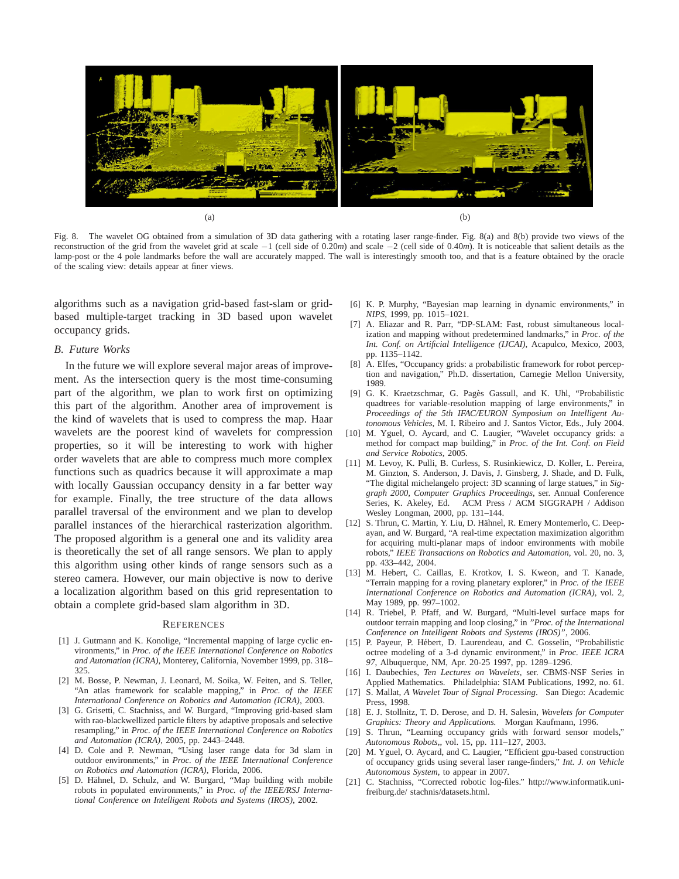(a)

(b)

Fig. 8. The wavelet OG obtained from a simulation of 3D data gathering with a rotating laser range-finder. Fig. 8(a) and 8(b) provide two views of the reconstruction of the grid from the wavelet grid at scale $-1$ (cell side of $0.20m$) and scale $-2$ (cell side of $0.40m$). It is noticeable that salient details as the lamp-post or the 4 pole landmarks before the wall are accurately mapped. The wall is interestingly smooth too, and that is a feature obtained by the oracle of the scaling view: details appear at finer views.

algorithms such as a navigation grid-based fast-slam or grid-based multiple-target tracking in 3D based upon wavelet occupancy grids.

### *B. Future Works*

In the future we will explore several major areas of improvement. As the intersection query is the most time-consuming part of the algorithm, we plan to work first on optimizing this part of the algorithm. Another area of improvement is the kind of wavelets that is used to compress the map. Haar wavelets are the poorest kind of wavelets for compression properties, so it will be interesting to work with higher order wavelets that are able to compress much more complex functions such as quadrics because it will approximate a map with locally Gaussian occupancy density in a far better way for example. Finally, the tree structure of the data allows parallel traversal of the environment and we plan to develop parallel instances of the hierarchical rasterization algorithm. The proposed algorithm is a general one and its validity area is theoretically the set of all range sensors. We plan to apply this algorithm using other kinds of range sensors such as a stereo camera. However, our main objective is now to derive a localization algorithm based on this grid representation to obtain a complete grid-based slam algorithm in 3D.

## References

[1] J. Gutmann and K. Konolige, "Incremental mapping of large cyclic environments," in *Proc. of the IEEE International Conference on Robotics and Automation (ICRA)*, Monterey, California, November 1999, pp. 318–325.

[2] M. Bosse, P. Newman, J. Leonard, M. Soika, W. Feiten, and S. Teller, "An atlas framework for scalable mapping," in *Proc. of the IEEE International Conference on Robotics and Automation (ICRA)*, 2003.

[3] G. Grisetti, C. Stachniss, and W. Burgard, "Improving grid-based slam with rao-blackwellized particle filters by adaptive proposals and selective resampling," in *Proc. of the IEEE International Conference on Robotics and Automation (ICRA)*, 2005, pp. 2443–2448.

[4] D. Cole and P. Newman, "Using laser range data for 3d slam in outdoor environments," in *Proc. of the IEEE International Conference on Robotics and Automation (ICRA)*, Florida, 2006.

[5] D. Hähnel, D. Schulz, and W. Burgard, "Map building with mobile robots in populated environments," in *Proc. of the IEEE/RSJ International Conference on Intelligent Robots and Systems (IROS)*, 2002.

[6] K. P. Murphy, "Bayesian map learning in dynamic environments," in *NIPS*, 1999, pp. 1015–1021.

[7] A. Eliazar and R. Parr, "DP-SLAM: Fast, robust simultaneous localization and mapping without predetermined landmarks," in *Proc. of the Int. Conf. on Artificial Intelligence (IJCAI)*, Acapulco, Mexico, 2003, pp. 1135–1142.

[8] A. Elfes, "Occupancy grids: a probabilistic framework for robot perception and navigation," Ph.D. dissertation, Carnegie Mellon University, 1989.

[9] G. K. Kraetzschmar, G. Pagès Gassull, and K. Uhl, "Probabilistic quadtrees for variable-resolution mapping of large environments," in *Proceedings of the 5th IFAC/EURON Symposium on Intelligent Autonomous Vehicles*, M. I. Ribeiro and J. Santos Victor, Eds., July 2004.

[10] M. Yguel, O. Aycard, and C. Laugier, "Wavelet occupancy grids: a method for compact map building," in *Proc. of the Int. Conf. on Field and Service Robotics*, 2005.

[11] M. Levoy, K. Pulli, B. Curless, S. Rusinkiewicz, D. Koller, L. Pereira, M. Ginzton, S. Anderson, J. Davis, J. Ginsberg, J. Shade, and D. Fulk, "The digital michelangelo project: 3D scanning of large statues," in *Siggraph 2000, Computer Graphics Proceedings*, ser. Annual Conference Series, K. Akeley, Ed. ACM Press / ACM SIGGRAPH / Addison Wesley Longman, 2000, pp. 131–144.

[12] S. Thrun, C. Martin, Y. Liu, D. Hähnel, R. Emery Montemerlo, C. Deepayan, and W. Burgard, "A real-time expectation maximization algorithm for acquiring multi-planar maps of indoor environments with mobile robots," *IEEE Transactions on Robotics and Automation*, vol. 20, no. 3, pp. 433–442, 2004.

[13] M. Hebert, C. Caillas, E. Krotkov, I. S. Kweon, and T. Kanade, "Terrain mapping for a roving planetary explorer," in *Proc. of the IEEE International Conference on Robotics and Automation (ICRA)*, vol. 2, May 1989, pp. 997–1002.

[14] R. Triebel, P. Pfaff, and W. Burgard, "Multi-level surface maps for outdoor terrain mapping and loop closing," in *"Proc. of the International Conference on Intelligent Robots and Systems (IROS)"*, 2006.

[15] P. Payeur, P. Hébert, D. Laurendeau, and C. Gosselin, "Probabilistic octree modeling of a 3-d dynamic environment," in *Proc. IEEE ICRA 97*, Albuquerque, NM, Apr. 20-25 1997, pp. 1289–1296.

[16] I. Daubechies, *Ten Lectures on Wavelets*, ser. CBMS-NSF Series in Applied Mathematics. Philadelphia: SIAM Publications, 1992, no. 61.

[17] S. Mallat, *A Wavelet Tour of Signal Processing*. San Diego: Academic Press, 1998.

[18] E. J. Stollnitz, T. D. Derose, and D. H. Salesin, *Wavelets for Computer Graphics: Theory and Applications.* Morgan Kaufmann, 1996.

[19] S. Thrun, "Learning occupancy grids with forward sensor models," *Autonomous Robots,*, vol. 15, pp. 111–127, 2003.

[20] M. Yguel, O. Aycard, and C. Laugier, "Efficient gpu-based construction of occupancy grids using several laser range-finders," *Int. J. on Vehicle Autonomous System*, to appear in 2007.

[21] C. Stachniss, "Corrected robotic log-files." http://www.informatik.uni-freiburg.de/ stachnis/datasets.html.